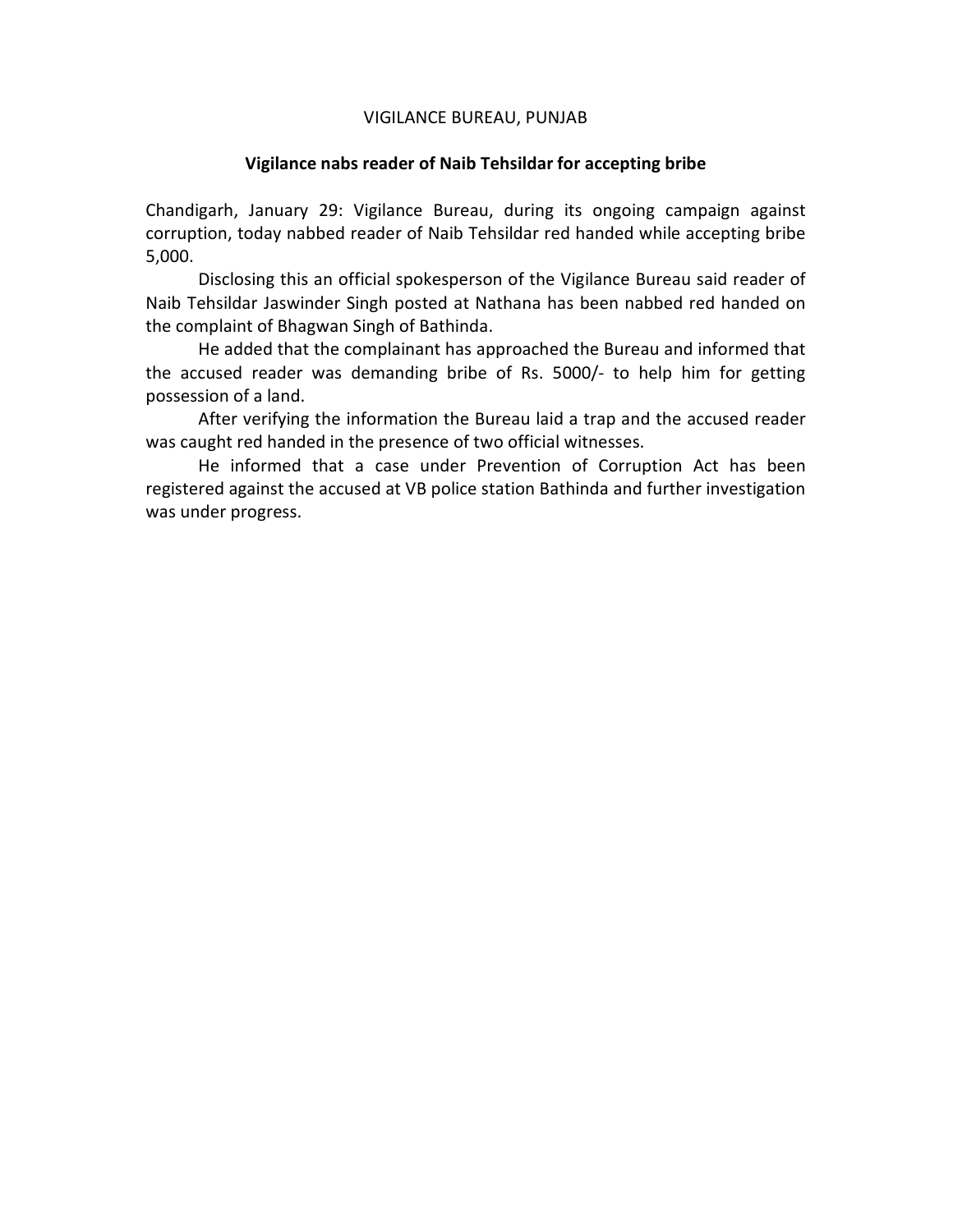VIGILANCE BUREAU, PUNJAB

**Vigilance nabs reader of Naib Tehsildar for accepting bribe**

Chandigarh, January 29: Vigilance Bureau, during its ongoing campaign against corruption, today nabbed reader of Naib Tehsildar red handed while accepting bribe 5,000.

Disclosing this an official spokesperson of the Vigilance Bureau said reader of Naib Tehsildar Jaswinder Singh posted at Nathana has been nabbed red handed on the complaint of Bhagwan Singh of Bathinda.

He added that the complainant has approached the Bureau and informed that the accused reader was demanding bribe of Rs. 5000/- to help him for getting possession of a land.

After verifying the information the Bureau laid a trap and the accused reader was caught red handed in the presence of two official witnesses.

He informed that a case under Prevention of Corruption Act has been registered against the accused at VB police station Bathinda and further investigation was under progress.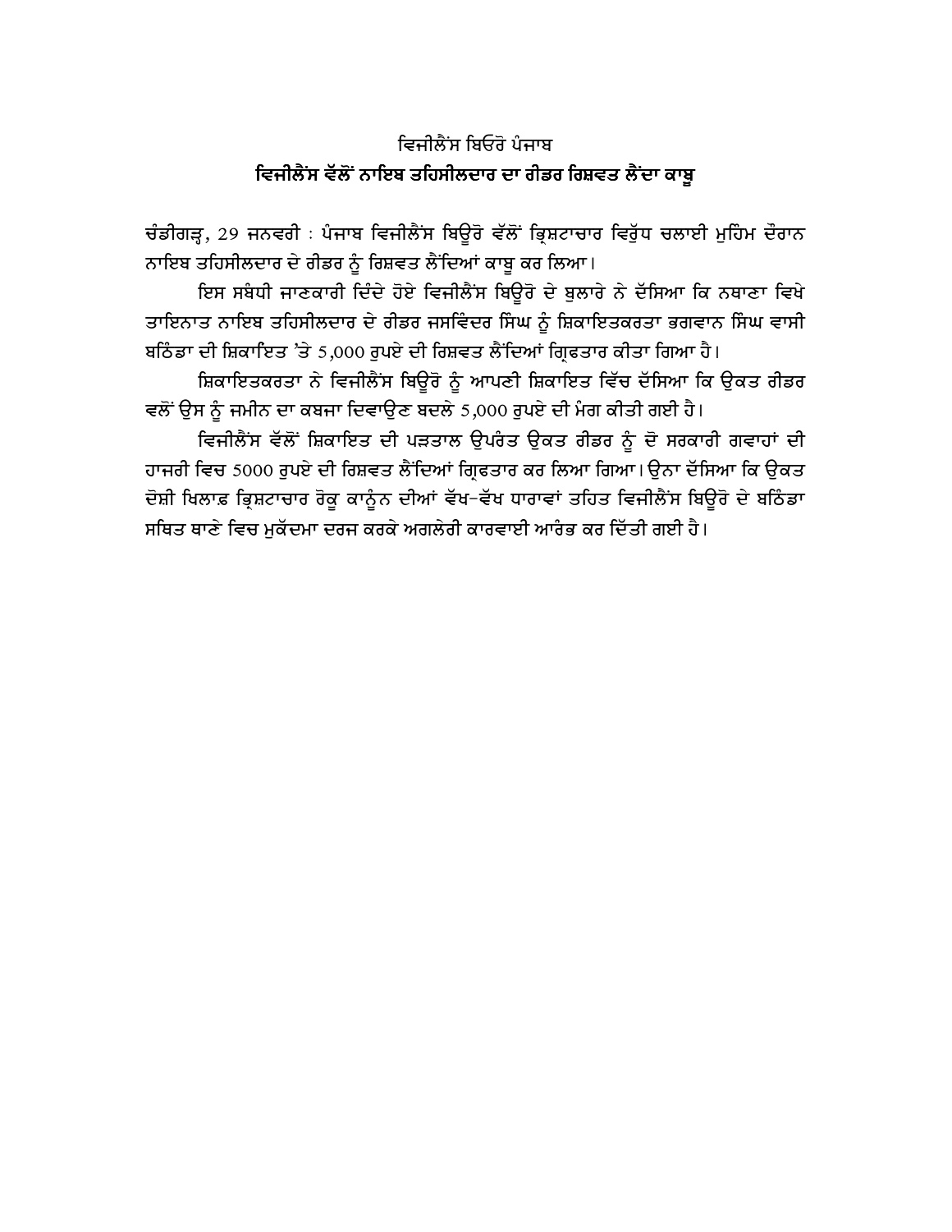ਵਿਜੀਲੈਂਸ ਬਿਓਰੋ ਪੰਜਾਬ

**ਵਿਜੀਲੈਂਸ ਵੱਲੋਂ ਨਾਇਬ ਤਹਿਸੀਲਦਾਰ ਦਾ ਰੀਡਰ ਰਿਸ਼ਵਤ ਲੈਂਦਾ ਕਾਬੂ**

ਚੰਡੀਗੜ੍ਹ, 29 ਜਨਵਰੀ : ਪੰਜਾਬ ਵਿਜੀਲੈਂਸ ਬਿਊਰੋ ਵੱਲੋਂ ਭ੍ਰਿਸ਼ਟਾਚਾਰ ਵਿਰੁੱਧ ਚਲਾਈ ਮੁਹਿੰਮ ਦੌਰਾਨ ਨਾਇਬ ਤਹਿਸੀਲਦਾਰ ਦੇ ਰੀਡਰ ਨੂੰ ਰਿਸ਼ਵਤ ਲੈਂਦਿਆਂ ਕਾਬੂ ਕਰ ਲਿਆ।

ਇਸ ਸਬੰਧੀ ਜਾਣਕਾਰੀ ਦਿੰਦੇ ਹੋਏ ਵਿਜੀਲੈਂਸ ਬਿਊਰੋ ਦੇ ਬੁਲਾਰੇ ਨੇ ਦੱਸਿਆ ਕਿ ਨਥਾਣਾ ਵਿਖੇ ਤਾਇਨਾਤ ਨਾਇਬ ਤਹਿਸੀਲਦਾਰ ਦੇ ਰੀਡਰ ਜਸਵਿੰਦਰ ਸਿੰਘ ਨੂੰ ਸ਼ਿਕਾਇਤਕਰਤਾ ਭਗਵਾਨ ਸਿੰਘ ਵਾਸੀ ਬਠਿੰਡਾ ਦੀ ਸ਼ਿਕਾਇਤ 'ਤੇ 5,000 ਰੁਪਏ ਦੀ ਰਿਸ਼ਵਤ ਲੈਂਦਿਆਂ ਗ੍ਰਿਫਤਾਰ ਕੀਤਾ ਗਿਆ ਹੈ।

ਸ਼ਿਕਾਇਤਕਰਤਾ ਨੇ ਵਿਜੀਲੈਂਸ ਬਿਊਰੋ ਨੂੰ ਆਪਣੀ ਸ਼ਿਕਾਇਤ ਵਿੱਚ ਦੱਸਿਆ ਕਿ ਉਕਤ ਰੀਡਰ ਵਲੋਂ ਉਸ ਨੂੰ ਜਮੀਨ ਦਾ ਕਬਜਾ ਦਿਵਾਉਣ ਬਦਲੇ 5,000 ਰੁਪਏ ਦੀ ਮੰਗ ਕੀਤੀ ਗਈ ਹੈ।

ਵਿਜੀਲੈਂਸ ਵੱਲੋਂ ਸ਼ਿਕਾਇਤ ਦੀ ਪੜਤਾਲ ਉਪਰੰਤ ਉਕਤ ਰੀਡਰ ਨੂੰ ਦੋ ਸਰਕਾਰੀ ਗਵਾਹਾਂ ਦੀ ਹਾਜਰੀ ਵਿਚ 5000 ਰੁਪਏ ਦੀ ਰਿਸ਼ਵਤ ਲੈਂਦਿਆਂ ਗ੍ਰਿਫਤਾਰ ਕਰ ਲਿਆ ਗਿਆ। ਉਨਾ ਦੱਸਿਆ ਕਿ ਉਕਤ ਦੋਸ਼ੀ ਖਿਲਾਫ਼ ਭ੍ਰਿਸ਼ਟਾਚਾਰ ਰੋਕੂ ਕਾਨੂੰਨ ਦੀਆਂ ਵੱਖ-ਵੱਖ ਧਾਰਾਵਾਂ ਤਹਿਤ ਵਿਜੀਲੈਂਸ ਬਿਊਰੋ ਦੇ ਬਠਿੰਡਾ ਸਥਿਤ ਥਾਣੇ ਵਿਚ ਮੁਕੱਦਮਾ ਦਰਜ ਕਰਕੇ ਅਗਲੇਰੀ ਕਾਰਵਾਈ ਆਰੰਭ ਕਰ ਦਿੱਤੀ ਗਈ ਹੈ।